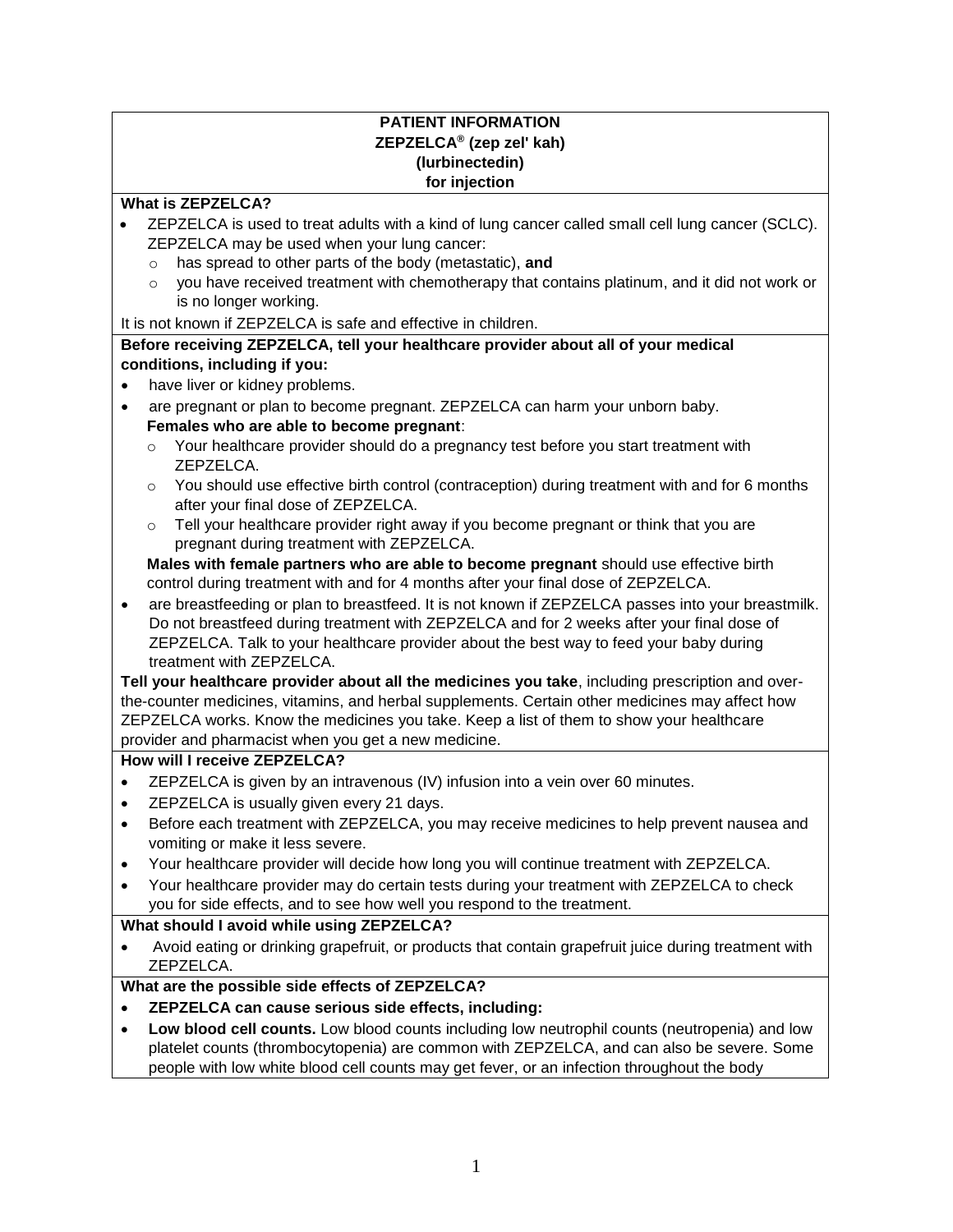# PATIENT INFORMATION
## ZEPZELCA® (zep zel' kah)
## (lurbinectedin)
## for injection

**What is ZEPZELCA?**

- ZEPZELCA is used to treat adults with a kind of lung cancer called small cell lung cancer (SCLC). ZEPZELCA may be used when your lung cancer:
  - has spread to other parts of the body (metastatic), **and**
  - you have received treatment with chemotherapy that contains platinum, and it did not work or is no longer working.

It is not known if ZEPZELCA is safe and effective in children.

**Before receiving ZEPZELCA, tell your healthcare provider about all of your medical conditions, including if you:**

- have liver or kidney problems.
- are pregnant or plan to become pregnant. ZEPZELCA can harm your unborn baby.

  **Females who are able to become pregnant**:
  - Your healthcare provider should do a pregnancy test before you start treatment with ZEPZELCA.
  - You should use effective birth control (contraception) during treatment with and for 6 months after your final dose of ZEPZELCA.
  - Tell your healthcare provider right away if you become pregnant or think that you are pregnant during treatment with ZEPZELCA.

  **Males with female partners who are able to become pregnant** should use effective birth control during treatment with and for 4 months after your final dose of ZEPZELCA.
- are breastfeeding or plan to breastfeed. It is not known if ZEPZELCA passes into your breastmilk. Do not breastfeed during treatment with ZEPZELCA and for 2 weeks after your final dose of ZEPZELCA. Talk to your healthcare provider about the best way to feed your baby during treatment with ZEPZELCA.

**Tell your healthcare provider about all the medicines you take**, including prescription and over-the-counter medicines, vitamins, and herbal supplements. Certain other medicines may affect how ZEPZELCA works. Know the medicines you take. Keep a list of them to show your healthcare provider and pharmacist when you get a new medicine.

**How will I receive ZEPZELCA?**

- ZEPZELCA is given by an intravenous (IV) infusion into a vein over 60 minutes.
- ZEPZELCA is usually given every 21 days.
- Before each treatment with ZEPZELCA, you may receive medicines to help prevent nausea and vomiting or make it less severe.
- Your healthcare provider will decide how long you will continue treatment with ZEPZELCA.
- Your healthcare provider may do certain tests during your treatment with ZEPZELCA to check you for side effects, and to see how well you respond to the treatment.

**What should I avoid while using ZEPZELCA?**

- Avoid eating or drinking grapefruit, or products that contain grapefruit juice during treatment with ZEPZELCA.

**What are the possible side effects of ZEPZELCA?**

- **ZEPZELCA can cause serious side effects, including:**
- **Low blood cell counts.** Low blood counts including low neutrophil counts (neutropenia) and low platelet counts (thrombocytopenia) are common with ZEPZELCA, and can also be severe. Some people with low white blood cell counts may get fever, or an infection throughout the body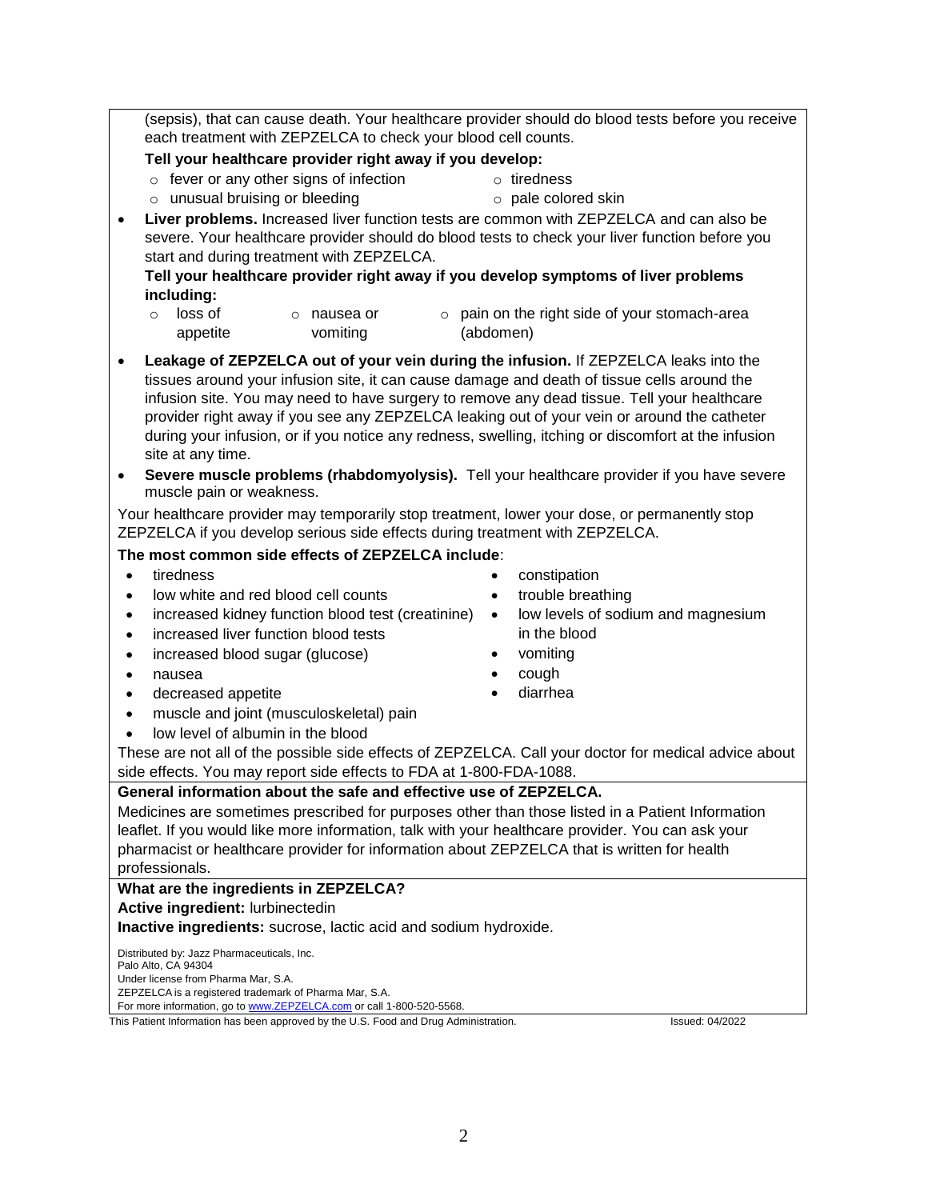(sepsis), that can cause death. Your healthcare provider should do blood tests before you receive each treatment with ZEPZELCA to check your blood cell counts.

**Tell your healthcare provider right away if you develop:**

- fever or any other signs of infection
- unusual bruising or bleeding
- tiredness
- pale colored skin

- **Liver problems.** Increased liver function tests are common with ZEPZELCA and can also be severe. Your healthcare provider should do blood tests to check your liver function before you start and during treatment with ZEPZELCA.

  **Tell your healthcare provider right away if you develop symptoms of liver problems including:**

  - loss of appetite
  - nausea or vomiting
  - pain on the right side of your stomach-area (abdomen)

- **Leakage of ZEPZELCA out of your vein during the infusion.** If ZEPZELCA leaks into the tissues around your infusion site, it can cause damage and death of tissue cells around the infusion site. You may need to have surgery to remove any dead tissue. Tell your healthcare provider right away if you see any ZEPZELCA leaking out of your vein or around the catheter during your infusion, or if you notice any redness, swelling, itching or discomfort at the infusion site at any time.
- **Severe muscle problems (rhabdomyolysis).** Tell your healthcare provider if you have severe muscle pain or weakness.

Your healthcare provider may temporarily stop treatment, lower your dose, or permanently stop ZEPZELCA if you develop serious side effects during treatment with ZEPZELCA.

**The most common side effects of ZEPZELCA include**:

- tiredness
- low white and red blood cell counts
- increased kidney function blood test (creatinine)
- increased liver function blood tests
- increased blood sugar (glucose)
- nausea
- decreased appetite
- muscle and joint (musculoskeletal) pain
- low level of albumin in the blood
- constipation
- trouble breathing
- low levels of sodium and magnesium in the blood
- vomiting
- cough
- diarrhea

These are not all of the possible side effects of ZEPZELCA. Call your doctor for medical advice about side effects. You may report side effects to FDA at 1-800-FDA-1088.

**General information about the safe and effective use of ZEPZELCA.**

Medicines are sometimes prescribed for purposes other than those listed in a Patient Information leaflet. If you would like more information, talk with your healthcare provider. You can ask your pharmacist or healthcare provider for information about ZEPZELCA that is written for health professionals.

**What are the ingredients in ZEPZELCA?**

**Active ingredient:** lurbinectedin

**Inactive ingredients:** sucrose, lactic acid and sodium hydroxide.

Distributed by: Jazz Pharmaceuticals, Inc.
Palo Alto, CA 94304
Under license from Pharma Mar, S.A.
ZEPZELCA is a registered trademark of Pharma Mar, S.A.
For more information, go to www.ZEPZELCA.com or call 1-800-520-5568.

This Patient Information has been approved by the U.S. Food and Drug Administration. Issued: 04/2022